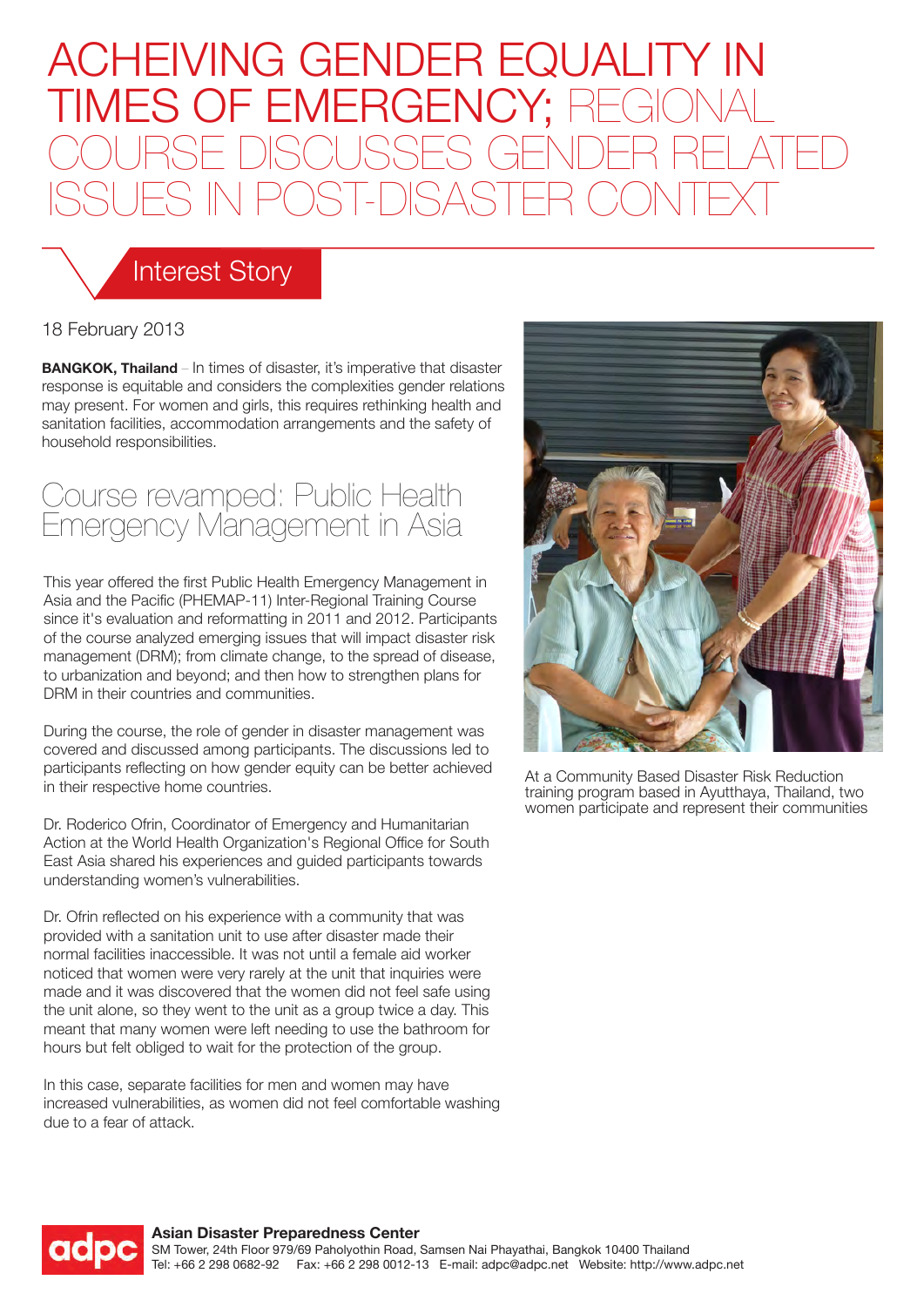# ACHEIVING GENDER EQUALITY IN TIMES OF EMERGENCY; REGIONAL COURSE DISCUSSES GENDER RELATED ISSUES IN POST-DISASTER CONTEXT

Interest Story

18 February 2013

**BANGKOK, Thailand** – In times of disaster, it's imperative that disaster response is equitable and considers the complexities gender relations may present. For women and girls, this requires rethinking health and sanitation facilities, accommodation arrangements and the safety of household responsibilities.

## Course revamped: Public Health Emergency Management in Asia

This year offered the first Public Health Emergency Management in Asia and the Pacific (PHEMAP-11) Inter-Regional Training Course since it's evaluation and reformatting in 2011 and 2012. Participants of the course analyzed emerging issues that will impact disaster risk management (DRM); from climate change, to the spread of disease, to urbanization and beyond; and then how to strengthen plans for DRM in their countries and communities.

During the course, the role of gender in disaster management was covered and discussed among participants. The discussions led to participants reflecting on how gender equity can be better achieved in their respective home countries.

Dr. Roderico Ofrin, Coordinator of Emergency and Humanitarian Action at the World Health Organization's Regional Office for South East Asia shared his experiences and guided participants towards understanding women's vulnerabilities.

Dr. Ofrin reflected on his experience with a community that was provided with a sanitation unit to use after disaster made their normal facilities inaccessible. It was not until a female aid worker noticed that women were very rarely at the unit that inquiries were made and it was discovered that the women did not feel safe using the unit alone, so they went to the unit as a group twice a day. This meant that many women were left needing to use the bathroom for hours but felt obliged to wait for the protection of the group.

In this case, separate facilities for men and women may have increased vulnerabilities, as women did not feel comfortable washing due to a fear of attack.

At a Community Based Disaster Risk Reduction training program based in Ayutthaya, Thailand, two women participate and represent their communities

**Asian Disaster Preparedness Center**
SM Tower, 24th Floor 979/69 Paholyothin Road, Samsen Nai Phayathai, Bangkok 10400 Thailand
Tel: +66 2 298 0682-92 Fax: +66 2 298 0012-13 E-mail: adpc@adpc.net Website: http://www.adpc.net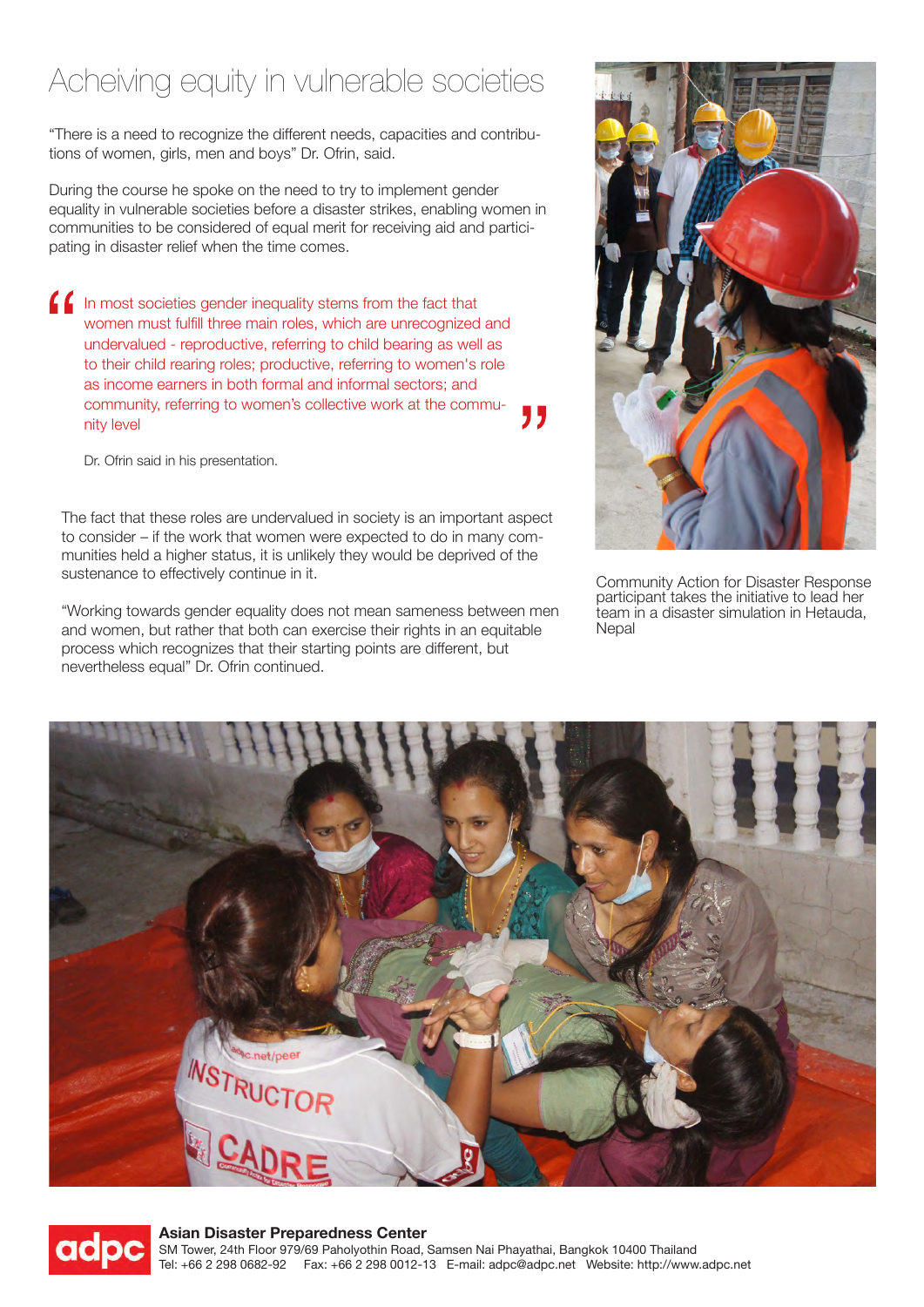# Acheiving equity in vulnerable societies

"There is a need to recognize the different needs, capacities and contributions of women, girls, men and boys" Dr. Ofrin, said.

During the course he spoke on the need to try to implement gender equality in vulnerable societies before a disaster strikes, enabling women in communities to be considered of equal merit for receiving aid and participating in disaster relief when the time comes.

> In most societies gender inequality stems from the fact that women must fulfill three main roles, which are unrecognized and undervalued - reproductive, referring to child bearing as well as to their child rearing roles; productive, referring to women's role as income earners in both formal and informal sectors; and community, referring to women's collective work at the community level

Dr. Ofrin said in his presentation.

The fact that these roles are undervalued in society is an important aspect to consider – if the work that women were expected to do in many communities held a higher status, it is unlikely they would be deprived of the sustenance to effectively continue in it.

"Working towards gender equality does not mean sameness between men and women, but rather that both can exercise their rights in an equitable process which recognizes that their starting points are different, but nevertheless equal" Dr. Ofrin continued.

Community Action for Disaster Response participant takes the initiative to lead her team in a disaster simulation in Hetauda, Nepal

**Asian Disaster Preparedness Center**
SM Tower, 24th Floor 979/69 Paholyothin Road, Samsen Nai Phayathai, Bangkok 10400 Thailand
Tel: +66 2 298 0682-92 Fax: +66 2 298 0012-13 E-mail: adpc@adpc.net Website: http://www.adpc.net